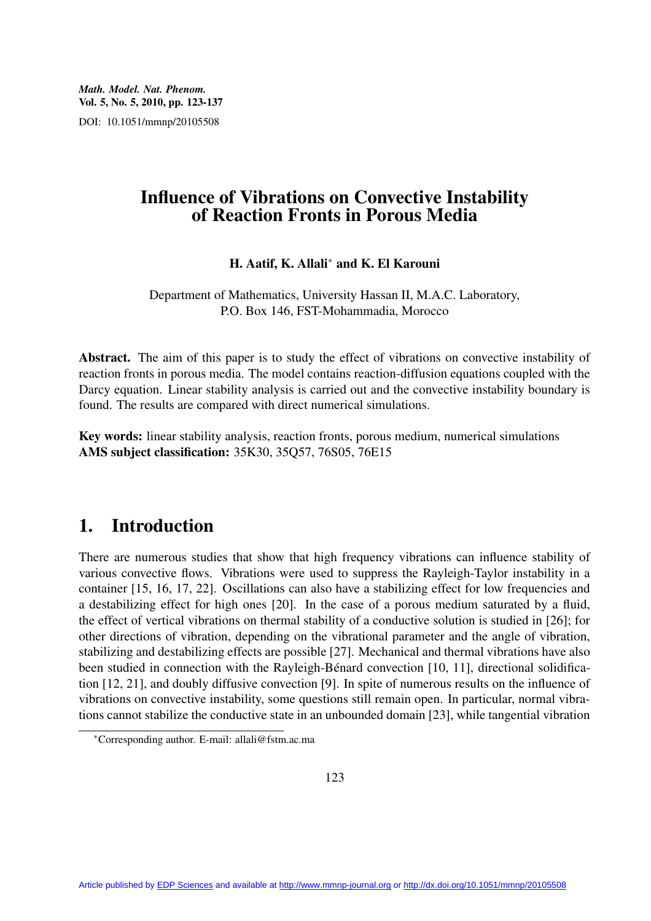# Influence of Vibrations on Convective Instability of Reaction Fronts in Porous Media

**H. Aatif, K. Allali[*] and K. El Karouni**

Department of Mathematics, University Hassan II, M.A.C. Laboratory, P.O. Box 146, FST-Mohammadia, Morocco

**Abstract.** The aim of this paper is to study the effect of vibrations on convective instability of reaction fronts in porous media. The model contains reaction-diffusion equations coupled with the Darcy equation. Linear stability analysis is carried out and the convective instability boundary is found. The results are compared with direct numerical simulations.

**Key words:** linear stability analysis, reaction fronts, porous medium, numerical simulations
**AMS subject classification:** 35K30, 35Q57, 76S05, 76E15

## 1. Introduction

There are numerous studies that show that high frequency vibrations can influence stability of various convective flows. Vibrations were used to suppress the Rayleigh-Taylor instability in a container [15, 16, 17, 22]. Oscillations can also have a stabilizing effect for low frequencies and a destabilizing effect for high ones [20]. In the case of a porous medium saturated by a fluid, the effect of vertical vibrations on thermal stability of a conductive solution is studied in [26]; for other directions of vibration, depending on the vibrational parameter and the angle of vibration, stabilizing and destabilizing effects are possible [27]. Mechanical and thermal vibrations have also been studied in connection with the Rayleigh-Bénard convection [10, 11], directional solidification [12, 21], and doubly diffusive convection [9]. In spite of numerous results on the influence of vibrations on convective instability, some questions still remain open. In particular, normal vibrations cannot stabilize the conductive state in an unbounded domain [23], while tangential vibration

[*]Corresponding author. E-mail: allali@fstm.ac.ma

Article published by EDP Sciences and available at http://www.mmnp-journal.org or http://dx.doi.org/10.1051/mmnp/20105508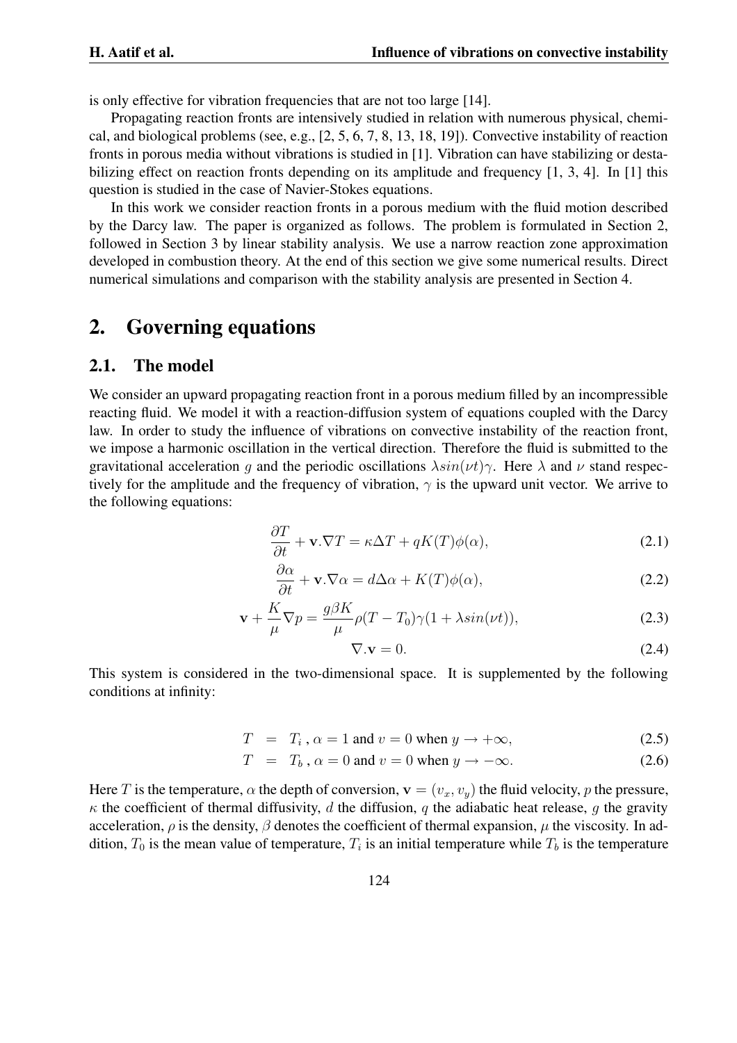is only effective for vibration frequencies that are not too large [14].

Propagating reaction fronts are intensively studied in relation with numerous physical, chemical, and biological problems (see, e.g., [2, 5, 6, 7, 8, 13, 18, 19]). Convective instability of reaction fronts in porous media without vibrations is studied in [1]. Vibration can have stabilizing or destabilizing effect on reaction fronts depending on its amplitude and frequency [1, 3, 4]. In [1] this question is studied in the case of Navier-Stokes equations.

In this work we consider reaction fronts in a porous medium with the fluid motion described by the Darcy law. The paper is organized as follows. The problem is formulated in Section 2, followed in Section 3 by linear stability analysis. We use a narrow reaction zone approximation developed in combustion theory. At the end of this section we give some numerical results. Direct numerical simulations and comparison with the stability analysis are presented in Section 4.

# 2. Governing equations

## 2.1. The model

We consider an upward propagating reaction front in a porous medium filled by an incompressible reacting fluid. We model it with a reaction-diffusion system of equations coupled with the Darcy law. In order to study the influence of vibrations on convective instability of the reaction front, we impose a harmonic oscillation in the vertical direction. Therefore the fluid is submitted to the gravitational acceleration $g$ and the periodic oscillations $\lambda sin(\nu t)\gamma$. Here $\lambda$ and $\nu$ stand respectively for the amplitude and the frequency of vibration, $\gamma$ is the upward unit vector. We arrive to the following equations:

$$\frac{\partial T}{\partial t} + \mathbf{v}.\nabla T = \kappa \Delta T + qK(T)\phi(\alpha), \tag{2.1}$$

$$\frac{\partial \alpha}{\partial t} + \mathbf{v}.\nabla \alpha = d\Delta \alpha + K(T)\phi(\alpha), \tag{2.2}$$

$$\mathbf{v} + \frac{K}{\mu}\nabla p = \frac{g\beta K}{\mu}\rho(T - T_0)\gamma(1 + \lambda sin(\nu t)), \tag{2.3}$$

$$\nabla.\mathbf{v} = 0. \tag{2.4}$$

This system is considered in the two-dimensional space. It is supplemented by the following conditions at infinity:

$$T = T_i \,, \alpha = 1 \text{ and } v = 0 \text{ when } y \to +\infty, \tag{2.5}$$

$$T = T_b \,, \alpha = 0 \text{ and } v = 0 \text{ when } y \to -\infty. \tag{2.6}$$

Here $T$ is the temperature, $\alpha$ the depth of conversion, $\mathbf{v} = (v_x, v_y)$ the fluid velocity, $p$ the pressure, $\kappa$ the coefficient of thermal diffusivity, $d$ the diffusion, $q$ the adiabatic heat release, $g$ the gravity acceleration, $\rho$ is the density, $\beta$ denotes the coefficient of thermal expansion, $\mu$ the viscosity. In addition, $T_0$ is the mean value of temperature, $T_i$ is an initial temperature while $T_b$ is the temperature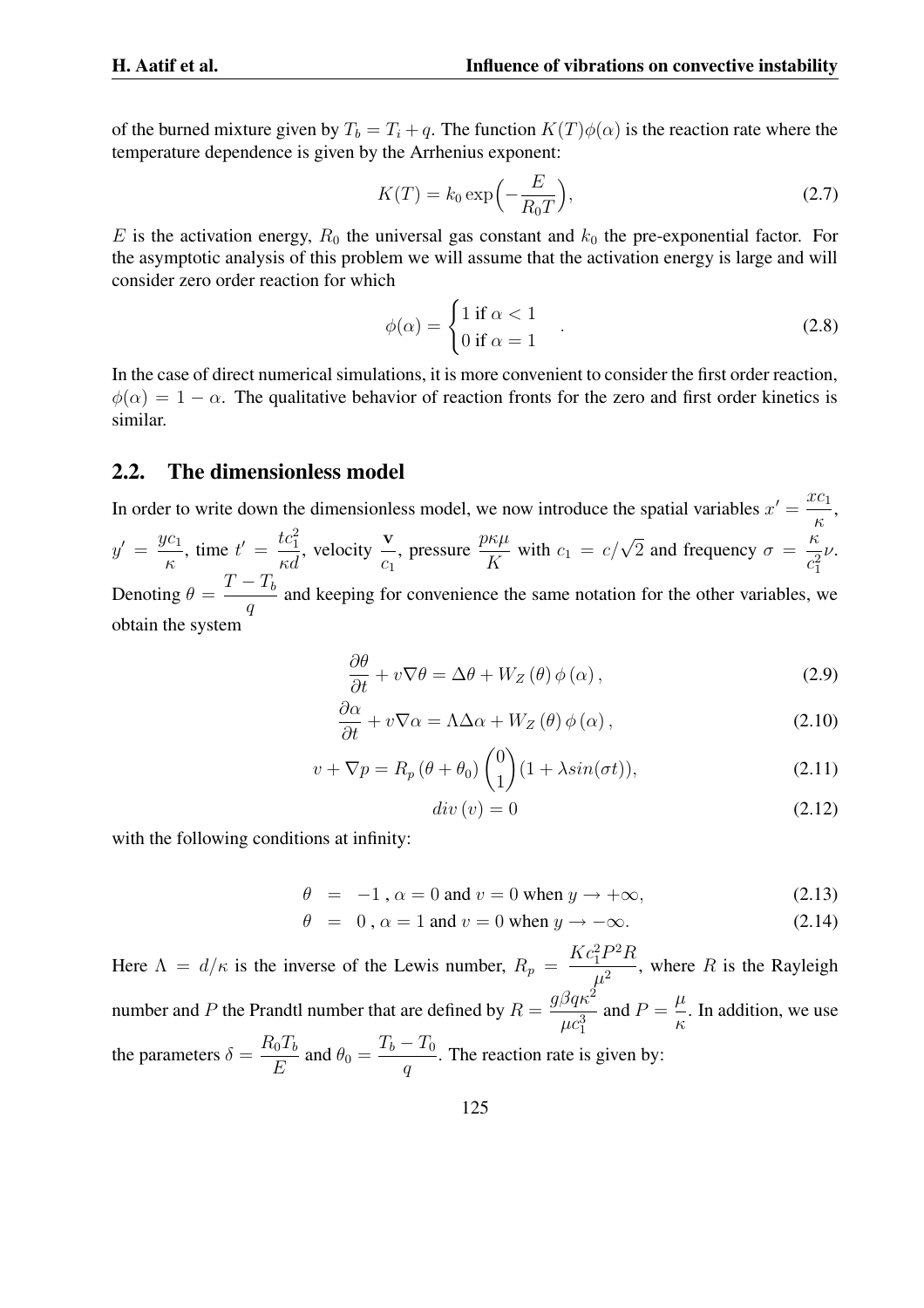of the burned mixture given by $T_b = T_i + q$. The function $K(T)\phi(\alpha)$ is the reaction rate where the temperature dependence is given by the Arrhenius exponent:

$$K(T) = k_0 \exp\Big(-\frac{E}{R_0 T}\Big), \tag{2.7}$$

$E$ is the activation energy, $R_0$ the universal gas constant and $k_0$ the pre-exponential factor. For the asymptotic analysis of this problem we will assume that the activation energy is large and will consider zero order reaction for which

$$\phi(\alpha) = \begin{cases} 1 \text{ if } \alpha < 1 \\ 0 \text{ if } \alpha = 1 \end{cases} . \tag{2.8}$$

In the case of direct numerical simulations, it is more convenient to consider the first order reaction, $\phi(\alpha) = 1 - \alpha$. The qualitative behavior of reaction fronts for the zero and first order kinetics is similar.

## 2.2. The dimensionless model

In order to write down the dimensionless model, we now introduce the spatial variables $x' = \frac{xc_1}{\kappa}$, $y' = \frac{yc_1}{\kappa}$, time $t' = \frac{tc_1^2}{\kappa d}$, velocity $\frac{\mathbf{v}}{c_1}$, pressure $\frac{p\kappa\mu}{K}$ with $c_1 = c/\sqrt{2}$ and frequency $\sigma = \frac{\kappa}{c_1^2}\nu$. Denoting $\theta = \frac{T - T_b}{q}$ and keeping for convenience the same notation for the other variables, we obtain the system

$$\frac{\partial \theta}{\partial t} + v\nabla\theta = \Delta\theta + W_Z(\theta)\,\phi(\alpha), \tag{2.9}$$

$$\frac{\partial \alpha}{\partial t} + v\nabla\alpha = \Lambda\Delta\alpha + W_Z(\theta)\,\phi(\alpha), \tag{2.10}$$

$$v + \nabla p = R_p(\theta + \theta_0)\begin{pmatrix}0\\1\end{pmatrix}(1 + \lambda sin(\sigma t)), \tag{2.11}$$

$$div\,(v) = 0 \tag{2.12}$$

with the following conditions at infinity:

$$\theta = -1\,,\ \alpha = 0 \text{ and } v = 0 \text{ when } y \to +\infty, \tag{2.13}$$

$$\theta = 0\,,\ \alpha = 1 \text{ and } v = 0 \text{ when } y \to -\infty. \tag{2.14}$$

Here $\Lambda = d/\kappa$ is the inverse of the Lewis number, $R_p = \frac{Kc_1^2 P^2 R}{\mu^2}$, where $R$ is the Rayleigh number and $P$ the Prandtl number that are defined by $R = \frac{g\beta q\kappa^2}{\mu c_1^3}$ and $P = \frac{\mu}{\kappa}$. In addition, we use the parameters $\delta = \frac{R_0 T_b}{E}$ and $\theta_0 = \frac{T_b - T_0}{q}$. The reaction rate is given by: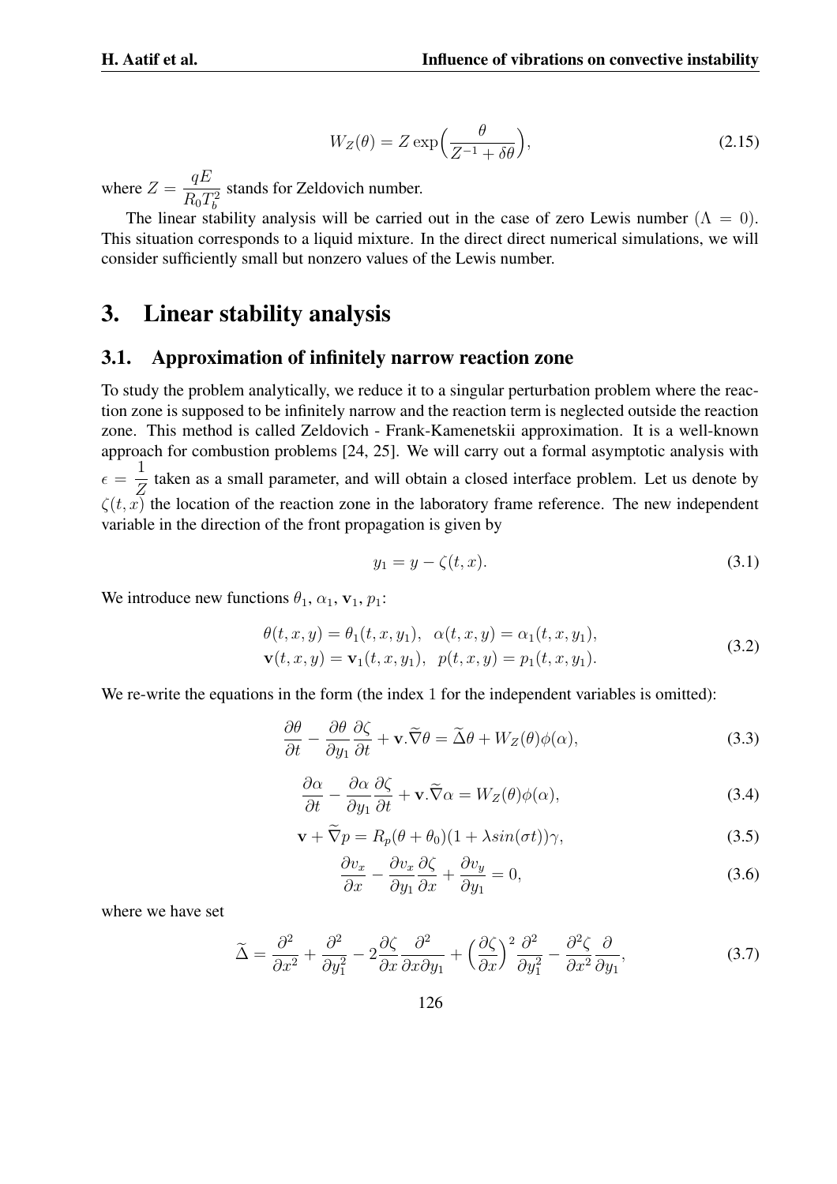$$W_Z(\theta) = Z \exp\Big(\frac{\theta}{Z^{-1} + \delta\theta}\Big), \tag{2.15}$$

where $Z = \dfrac{qE}{R_0 T_b^2}$ stands for Zeldovich number.

The linear stability analysis will be carried out in the case of zero Lewis number ($\Lambda = 0$). This situation corresponds to a liquid mixture. In the direct direct numerical simulations, we will consider sufficiently small but nonzero values of the Lewis number.

# 3. Linear stability analysis

## 3.1. Approximation of infinitely narrow reaction zone

To study the problem analytically, we reduce it to a singular perturbation problem where the reaction zone is supposed to be infinitely narrow and the reaction term is neglected outside the reaction zone. This method is called Zeldovich - Frank-Kamenetskii approximation. It is a well-known approach for combustion problems [24, 25]. We will carry out a formal asymptotic analysis with $\epsilon = \dfrac{1}{Z}$ taken as a small parameter, and will obtain a closed interface problem. Let us denote by $\zeta(t, x)$ the location of the reaction zone in the laboratory frame reference. The new independent variable in the direction of the front propagation is given by

$$y_1 = y - \zeta(t, x). \tag{3.1}$$

We introduce new functions $\theta_1$, $\alpha_1$, $\mathbf{v}_1$, $p_1$:

$$\begin{aligned} \theta(t, x, y) &= \theta_1(t, x, y_1), \quad \alpha(t, x, y) = \alpha_1(t, x, y_1), \\ \mathbf{v}(t, x, y) &= \mathbf{v}_1(t, x, y_1), \quad p(t, x, y) = p_1(t, x, y_1). \end{aligned} \tag{3.2}$$

We re-write the equations in the form (the index 1 for the independent variables is omitted):

$$\frac{\partial \theta}{\partial t} - \frac{\partial \theta}{\partial y_1}\frac{\partial \zeta}{\partial t} + \mathbf{v}.\widetilde{\nabla}\theta = \widetilde{\Delta}\theta + W_Z(\theta)\phi(\alpha), \tag{3.3}$$

$$\frac{\partial \alpha}{\partial t} - \frac{\partial \alpha}{\partial y_1}\frac{\partial \zeta}{\partial t} + \mathbf{v}.\widetilde{\nabla}\alpha = W_Z(\theta)\phi(\alpha), \tag{3.4}$$

$$\mathbf{v} + \widetilde{\nabla} p = R_p(\theta + \theta_0)(1 + \lambda sin(\sigma t))\gamma, \tag{3.5}$$

$$\frac{\partial v_x}{\partial x} - \frac{\partial v_x}{\partial y_1}\frac{\partial \zeta}{\partial x} + \frac{\partial v_y}{\partial y_1} = 0, \tag{3.6}$$

where we have set

$$\widetilde{\Delta} = \frac{\partial^2}{\partial x^2} + \frac{\partial^2}{\partial y_1^2} - 2\frac{\partial \zeta}{\partial x}\frac{\partial^2}{\partial x \partial y_1} + \Big(\frac{\partial \zeta}{\partial x}\Big)^2\frac{\partial^2}{\partial y_1^2} - \frac{\partial^2 \zeta}{\partial x^2}\frac{\partial}{\partial y_1}, \tag{3.7}$$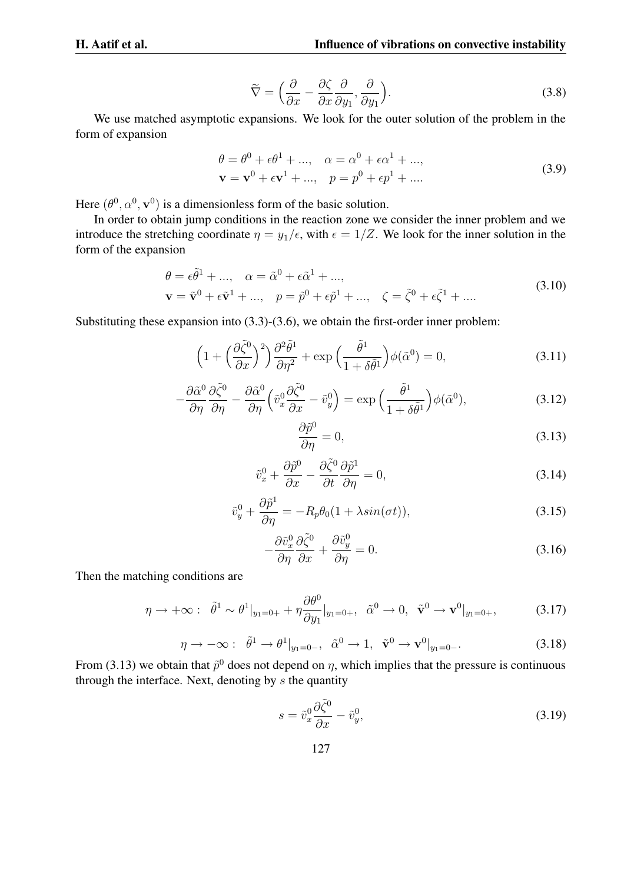$$\widetilde{\nabla} = \Big(\frac{\partial}{\partial x} - \frac{\partial \zeta}{\partial x}\frac{\partial}{\partial y_1}, \frac{\partial}{\partial y_1}\Big). \tag{3.8}$$

We use matched asymptotic expansions. We look for the outer solution of the problem in the form of expansion

$$\begin{aligned} &\theta = \theta^0 + \epsilon\theta^1 + ..., \quad \alpha = \alpha^0 + \epsilon\alpha^1 + ..., \\ &\mathbf{v} = \mathbf{v}^0 + \epsilon\mathbf{v}^1 + ..., \quad p = p^0 + \epsilon p^1 + .... \end{aligned} \tag{3.9}$$

Here $(\theta^0, \alpha^0, \mathbf{v}^0)$ is a dimensionless form of the basic solution.

In order to obtain jump conditions in the reaction zone we consider the inner problem and we introduce the stretching coordinate $\eta = y_1/\epsilon$, with $\epsilon = 1/Z$. We look for the inner solution in the form of the expansion

$$\begin{aligned} &\theta = \epsilon\tilde{\theta}^1 + ..., \quad \alpha = \tilde{\alpha}^0 + \epsilon\tilde{\alpha}^1 + ..., \\ &\mathbf{v} = \tilde{\mathbf{v}}^0 + \epsilon\tilde{\mathbf{v}}^1 + ..., \quad p = \tilde{p}^0 + \epsilon\tilde{p}^1 + ..., \quad \zeta = \tilde{\zeta}^0 + \epsilon\tilde{\zeta}^1 + .... \end{aligned} \tag{3.10}$$

Substituting these expansion into (3.3)-(3.6), we obtain the first-order inner problem:

$$\Big(1 + \Big(\frac{\partial\tilde{\zeta}^0}{\partial x}\Big)^2\Big)\frac{\partial^2\tilde{\theta}^1}{\partial\eta^2} + \exp\Big(\frac{\tilde{\theta}^1}{1+\delta\tilde{\theta}^1}\Big)\phi(\tilde{\alpha}^0) = 0, \tag{3.11}$$

$$-\frac{\partial\tilde{\alpha}^0}{\partial\eta}\frac{\partial\tilde{\zeta}^0}{\partial\eta} - \frac{\partial\tilde{\alpha}^0}{\partial\eta}\Big(\tilde{v}_x^0\frac{\partial\tilde{\zeta}^0}{\partial x} - \tilde{v}_y^0\Big) = \exp\Big(\frac{\tilde{\theta}^1}{1+\delta\tilde{\theta}^1}\Big)\phi(\tilde{\alpha}^0), \tag{3.12}$$

$$\frac{\partial\tilde{p}^0}{\partial\eta} = 0, \tag{3.13}$$

$$\tilde{v}_x^0 + \frac{\partial\tilde{p}^0}{\partial x} - \frac{\partial\tilde{\zeta}^0}{\partial t}\frac{\partial\tilde{p}^1}{\partial\eta} = 0, \tag{3.14}$$

$$\tilde{v}_y^0 + \frac{\partial\tilde{p}^1}{\partial\eta} = -R_p\theta_0(1 + \lambda sin(\sigma t)), \tag{3.15}$$

$$-\frac{\partial\tilde{v}_x^0}{\partial\eta}\frac{\partial\tilde{\zeta}^0}{\partial x} + \frac{\partial\tilde{v}_y^0}{\partial\eta} = 0. \tag{3.16}$$

Then the matching conditions are

$$\eta \to +\infty: \quad \tilde{\theta}^1 \sim \theta^1|_{y_1=0+} + \eta\frac{\partial\theta^0}{\partial y_1}|_{y_1=0+}, \quad \tilde{\alpha}^0 \to 0, \quad \tilde{\mathbf{v}}^0 \to \mathbf{v}^0|_{y_1=0+}, \tag{3.17}$$

$$\eta \to -\infty: \quad \tilde{\theta}^1 \to \theta^1|_{y_1=0-}, \quad \tilde{\alpha}^0 \to 1, \quad \tilde{\mathbf{v}}^0 \to \mathbf{v}^0|_{y_1=0-}. \tag{3.18}$$

From (3.13) we obtain that $\tilde{p}^0$ does not depend on $\eta$, which implies that the pressure is continuous through the interface. Next, denoting by $s$ the quantity

$$s = \tilde{v}_x^0\frac{\partial\tilde{\zeta}^0}{\partial x} - \tilde{v}_y^0, \tag{3.19}$$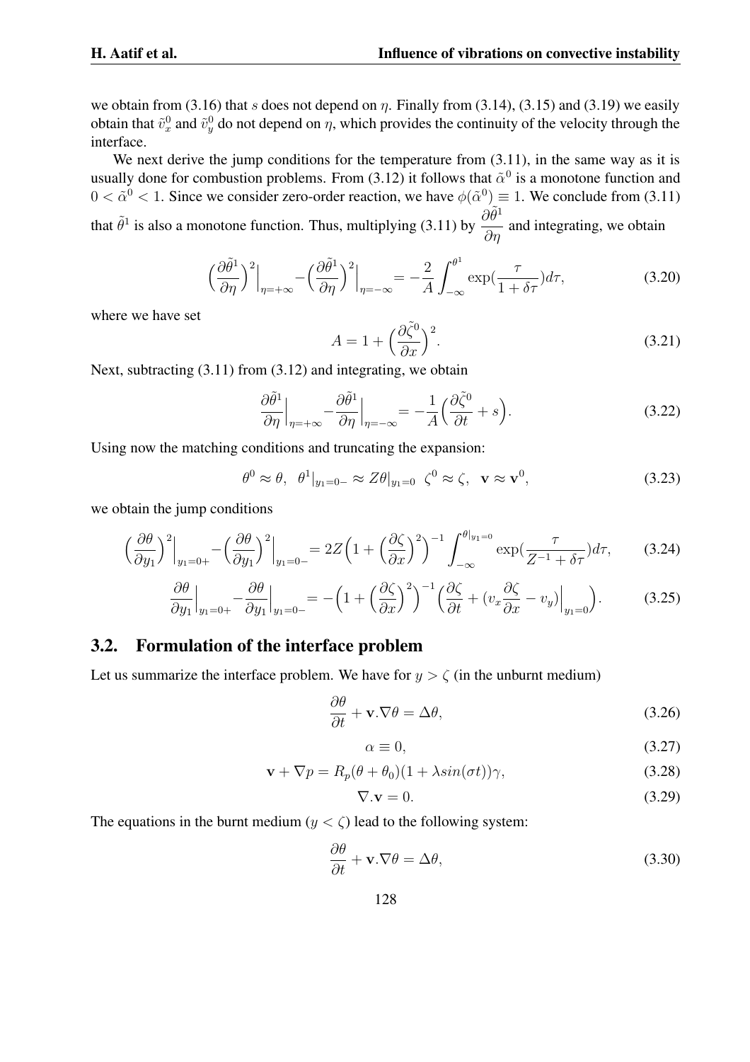we obtain from (3.16) that $s$ does not depend on $\eta$. Finally from (3.14), (3.15) and (3.19) we easily obtain that $\tilde{v}_x^0$ and $\tilde{v}_y^0$ do not depend on $\eta$, which provides the continuity of the velocity through the interface.

We next derive the jump conditions for the temperature from (3.11), in the same way as it is usually done for combustion problems. From (3.12) it follows that $\tilde{\alpha}^0$ is a monotone function and $0 < \tilde{\alpha}^0 < 1$. Since we consider zero-order reaction, we have $\phi(\tilde{\alpha}^0) \equiv 1$. We conclude from (3.11) that $\tilde{\theta}^1$ is also a monotone function. Thus, multiplying (3.11) by $\dfrac{\partial \tilde{\theta}^1}{\partial \eta}$ and integrating, we obtain

$$\Big(\frac{\partial \tilde{\theta}^1}{\partial \eta}\Big)^2\Big|_{\eta=+\infty} - \Big(\frac{\partial \tilde{\theta}^1}{\partial \eta}\Big)^2\Big|_{\eta=-\infty} = -\frac{2}{A}\int_{-\infty}^{\theta^1} \exp\big(\frac{\tau}{1+\delta\tau}\big)d\tau, \tag{3.20}$$

where we have set

$$A = 1 + \Big(\frac{\partial \tilde{\zeta}^0}{\partial x}\Big)^2. \tag{3.21}$$

Next, subtracting (3.11) from (3.12) and integrating, we obtain

$$\frac{\partial \tilde{\theta}^1}{\partial \eta}\Big|_{\eta=+\infty} - \frac{\partial \tilde{\theta}^1}{\partial \eta}\Big|_{\eta=-\infty} = -\frac{1}{A}\Big(\frac{\partial \tilde{\zeta}^0}{\partial t} + s\Big). \tag{3.22}$$

Using now the matching conditions and truncating the expansion:

$$\theta^0 \approx \theta, \;\; \theta^1|_{y_1=0-} \approx Z\theta|_{y_1=0} \;\; \zeta^0 \approx \zeta, \;\; \mathbf{v} \approx \mathbf{v}^0, \tag{3.23}$$

we obtain the jump conditions

$$\Big(\frac{\partial \theta}{\partial y_1}\Big)^2\Big|_{y_1=0+} - \Big(\frac{\partial \theta}{\partial y_1}\Big)^2\Big|_{y_1=0-} = 2Z\Big(1 + \Big(\frac{\partial \zeta}{\partial x}\Big)^2\Big)^{-1}\int_{-\infty}^{\theta|_{y_1=0}} \exp\big(\frac{\tau}{Z^{-1}+\delta\tau}\big)d\tau, \tag{3.24}$$

$$\frac{\partial \theta}{\partial y_1}\Big|_{y_1=0+} - \frac{\partial \theta}{\partial y_1}\Big|_{y_1=0-} = -\Big(1 + \Big(\frac{\partial \zeta}{\partial x}\Big)^2\Big)^{-1}\Big(\frac{\partial \zeta}{\partial t} + (v_x\frac{\partial \zeta}{\partial x} - v_y)\Big|_{y_1=0}\Big). \tag{3.25}$$

## 3.2. Formulation of the interface problem

Let us summarize the interface problem. We have for $y > \zeta$ (in the unburnt medium)

$$\frac{\partial \theta}{\partial t} + \mathbf{v}.\nabla\theta = \Delta\theta, \tag{3.26}$$

$$\alpha \equiv 0, \tag{3.27}$$

$$\mathbf{v} + \nabla p = R_p(\theta + \theta_0)(1 + \lambda sin(\sigma t))\gamma, \tag{3.28}$$

$$\nabla.\mathbf{v} = 0. \tag{3.29}$$

The equations in the burnt medium ($y < \zeta$) lead to the following system:

$$\frac{\partial \theta}{\partial t} + \mathbf{v}.\nabla\theta = \Delta\theta, \tag{3.30}$$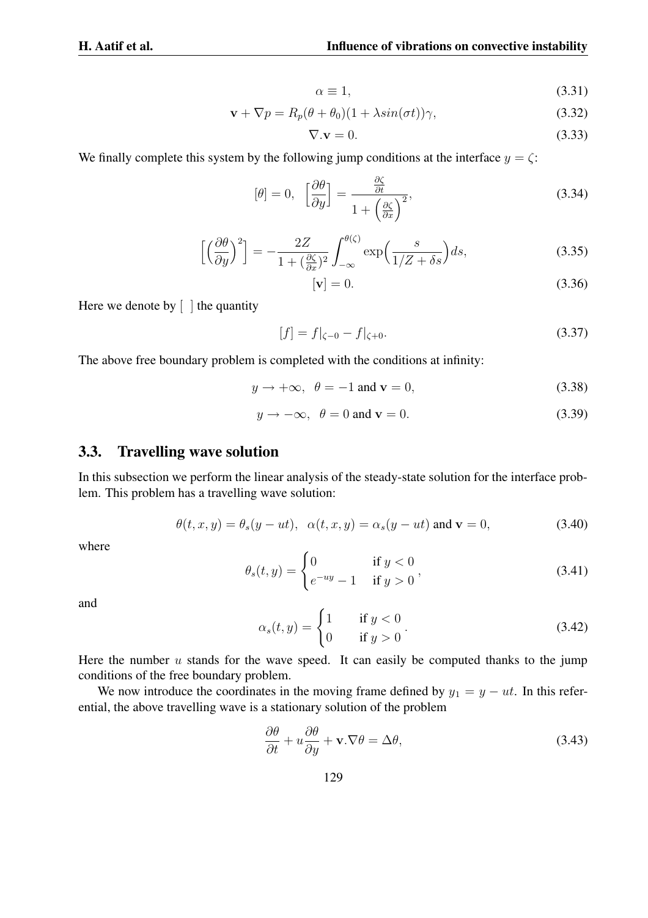$$\alpha \equiv 1, \tag{3.31}$$

$$\mathbf{v} + \nabla p = R_p(\theta + \theta_0)(1 + \lambda sin(\sigma t))\gamma, \tag{3.32}$$

$$\nabla.\mathbf{v} = 0. \tag{3.33}$$

We finally complete this system by the following jump conditions at the interface $y = \zeta$:

$$[\theta] = 0, \;\; \Big[\frac{\partial \theta}{\partial y}\Big] = \frac{\frac{\partial \zeta}{\partial t}}{1 + \Big(\frac{\partial \zeta}{\partial x}\Big)^2}, \tag{3.34}$$

$$\Big[\Big(\frac{\partial \theta}{\partial y}\Big)^2\Big] = -\frac{2Z}{1 + (\frac{\partial \zeta}{\partial x})^2} \int_{-\infty}^{\theta(\zeta)} \exp\Big(\frac{s}{1/Z + \delta s}\Big) ds, \tag{3.35}$$

$$[\mathbf{v}] = 0. \tag{3.36}$$

Here we denote by $[\;\;]$ the quantity

$$[f] = f|_{\zeta - 0} - f|_{\zeta + 0}. \tag{3.37}$$

The above free boundary problem is completed with the conditions at infinity:

$$y \to +\infty, \;\; \theta = -1 \text{ and } \mathbf{v} = 0, \tag{3.38}$$

$$y \to -\infty, \;\; \theta = 0 \text{ and } \mathbf{v} = 0. \tag{3.39}$$

## 3.3. Travelling wave solution

In this subsection we perform the linear analysis of the steady-state solution for the interface problem. This problem has a travelling wave solution:

$$\theta(t, x, y) = \theta_s(y - ut), \;\; \alpha(t, x, y) = \alpha_s(y - ut) \text{ and } \mathbf{v} = 0, \tag{3.40}$$

where

$$\theta_s(t, y) = \begin{cases} 0 & \text{if } y < 0 \\ e^{-uy} - 1 & \text{if } y > 0 \end{cases}, \tag{3.41}$$

and

$$\alpha_s(t, y) = \begin{cases} 1 & \text{if } y < 0 \\ 0 & \text{if } y > 0 \end{cases}. \tag{3.42}$$

Here the number $u$ stands for the wave speed. It can easily be computed thanks to the jump conditions of the free boundary problem.

We now introduce the coordinates in the moving frame defined by $y_1 = y - ut$. In this referential, the above travelling wave is a stationary solution of the problem

$$\frac{\partial \theta}{\partial t} + u\frac{\partial \theta}{\partial y} + \mathbf{v}.\nabla \theta = \Delta \theta, \tag{3.43}$$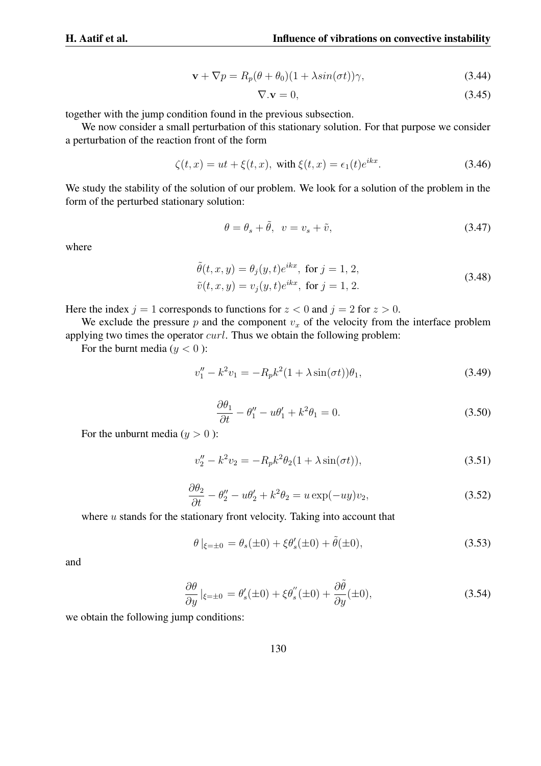$$\mathbf{v} + \nabla p = R_p(\theta + \theta_0)(1 + \lambda sin(\sigma t))\gamma, \tag{3.44}$$

$$\nabla.\mathbf{v} = 0, \tag{3.45}$$

together with the jump condition found in the previous subsection.

We now consider a small perturbation of this stationary solution. For that purpose we consider a perturbation of the reaction front of the form

$$\zeta(t, x) = ut + \xi(t, x), \text{ with } \xi(t, x) = \epsilon_1(t)e^{ikx}. \tag{3.46}$$

We study the stability of the solution of our problem. We look for a solution of the problem in the form of the perturbed stationary solution:

$$\theta = \theta_s + \tilde{\theta}, \;\; v = v_s + \tilde{v}, \tag{3.47}$$

where

$$\begin{aligned} \tilde{\theta}(t, x, y) &= \theta_j(y, t)e^{ikx}, \text{ for } j = 1, 2, \\ \tilde{v}(t, x, y) &= v_j(y, t)e^{ikx}, \text{ for } j = 1, 2. \end{aligned} \tag{3.48}$$

Here the index $j = 1$ corresponds to functions for $z < 0$ and $j = 2$ for $z > 0$.

We exclude the pressure $p$ and the component $v_x$ of the velocity from the interface problem applying two times the operator $curl$. Thus we obtain the following problem:

For the burnt media ($y < 0$ ):

$$v_1'' - k^2 v_1 = -R_p k^2(1 + \lambda \sin(\sigma t))\theta_1, \tag{3.49}$$

$$\frac{\partial \theta_1}{\partial t} - \theta_1'' - u\theta_1' + k^2\theta_1 = 0. \tag{3.50}$$

For the unburnt media ($y > 0$ ):

$$v_2'' - k^2 v_2 = -R_p k^2 \theta_2(1 + \lambda \sin(\sigma t)), \tag{3.51}$$

$$\frac{\partial \theta_2}{\partial t} - \theta_2'' - u\theta_2' + k^2\theta_2 = u \exp(-uy)v_2, \tag{3.52}$$

where $u$ stands for the stationary front velocity. Taking into account that

$$\theta\,|_{\xi=\pm 0} = \theta_s(\pm 0) + \xi\theta_s'(\pm 0) + \tilde{\theta}(\pm 0), \tag{3.53}$$

and

$$\frac{\partial \theta}{\partial y}\,|_{\xi=\pm 0} = \theta_s'(\pm 0) + \xi\theta_s''(\pm 0) + \frac{\partial \tilde{\theta}}{\partial y}(\pm 0), \tag{3.54}$$

we obtain the following jump conditions: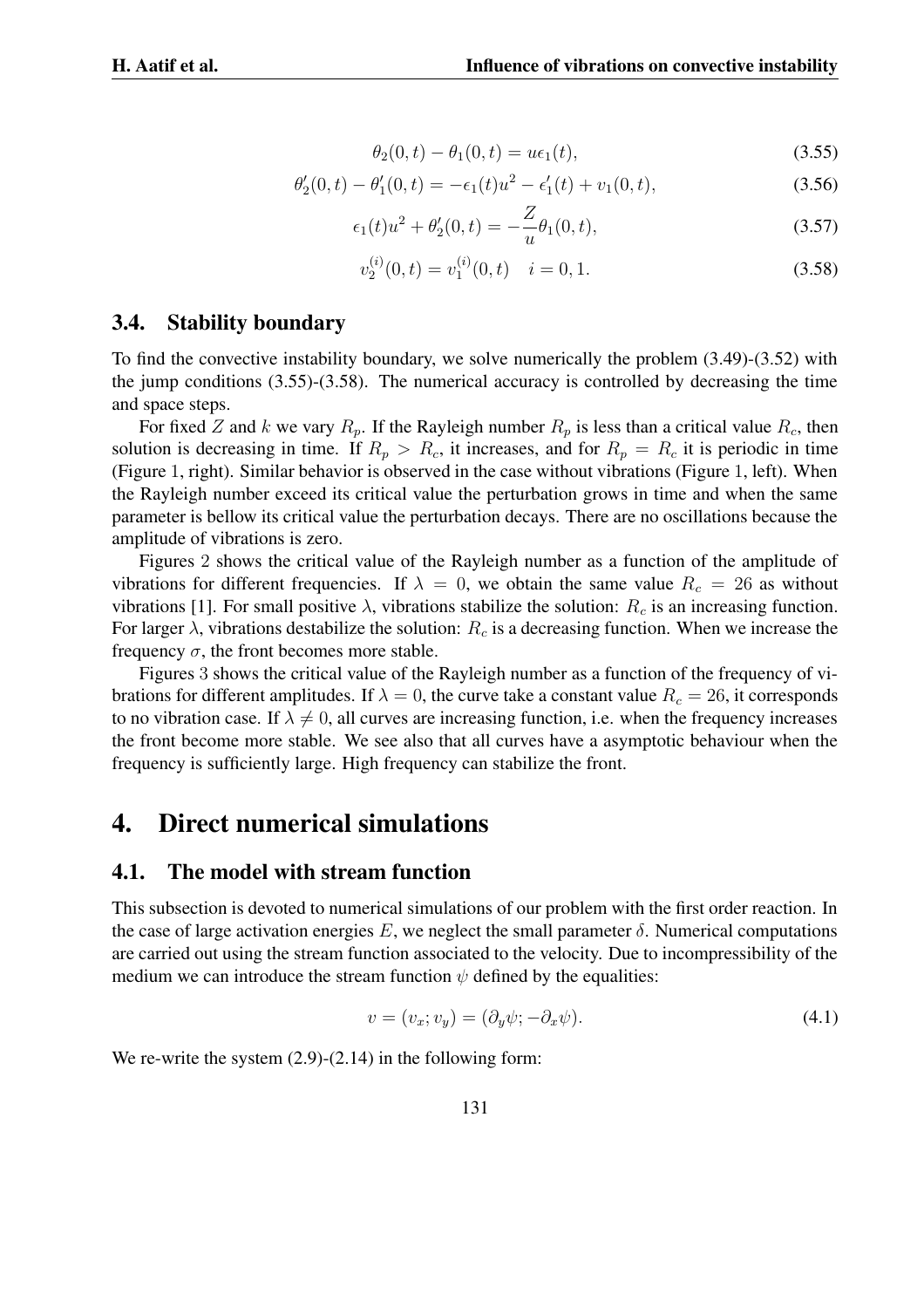$$\theta_2(0,t) - \theta_1(0,t) = u\epsilon_1(t), \tag{3.55}$$

$$\theta_2'(0,t) - \theta_1'(0,t) = -\epsilon_1(t)u^2 - \epsilon_1'(t) + v_1(0,t), \tag{3.56}$$

$$\epsilon_1(t)u^2 + \theta_2'(0,t) = -\frac{Z}{u}\theta_1(0,t), \tag{3.57}$$

$$v_2^{(i)}(0,t) = v_1^{(i)}(0,t) \quad i = 0,1. \tag{3.58}$$

### 3.4. Stability boundary

To find the convective instability boundary, we solve numerically the problem (3.49)-(3.52) with the jump conditions (3.55)-(3.58). The numerical accuracy is controlled by decreasing the time and space steps.

For fixed $Z$ and $k$ we vary $R_p$. If the Rayleigh number $R_p$ is less than a critical value $R_c$, then solution is decreasing in time. If $R_p > R_c$, it increases, and for $R_p = R_c$ it is periodic in time (Figure 1, right). Similar behavior is observed in the case without vibrations (Figure 1, left). When the Rayleigh number exceed its critical value the perturbation grows in time and when the same parameter is bellow its critical value the perturbation decays. There are no oscillations because the amplitude of vibrations is zero.

Figures 2 shows the critical value of the Rayleigh number as a function of the amplitude of vibrations for different frequencies. If $\lambda = 0$, we obtain the same value $R_c = 26$ as without vibrations [1]. For small positive $\lambda$, vibrations stabilize the solution: $R_c$ is an increasing function. For larger $\lambda$, vibrations destabilize the solution: $R_c$ is a decreasing function. When we increase the frequency $\sigma$, the front becomes more stable.

Figures 3 shows the critical value of the Rayleigh number as a function of the frequency of vibrations for different amplitudes. If $\lambda = 0$, the curve take a constant value $R_c = 26$, it corresponds to no vibration case. If $\lambda \neq 0$, all curves are increasing function, i.e. when the frequency increases the front become more stable. We see also that all curves have a asymptotic behaviour when the frequency is sufficiently large. High frequency can stabilize the front.

## 4. Direct numerical simulations

### 4.1. The model with stream function

This subsection is devoted to numerical simulations of our problem with the first order reaction. In the case of large activation energies $E$, we neglect the small parameter $\delta$. Numerical computations are carried out using the stream function associated to the velocity. Due to incompressibility of the medium we can introduce the stream function $\psi$ defined by the equalities:

$$v = (v_x; v_y) = (\partial_y \psi; -\partial_x \psi). \tag{4.1}$$

We re-write the system (2.9)-(2.14) in the following form: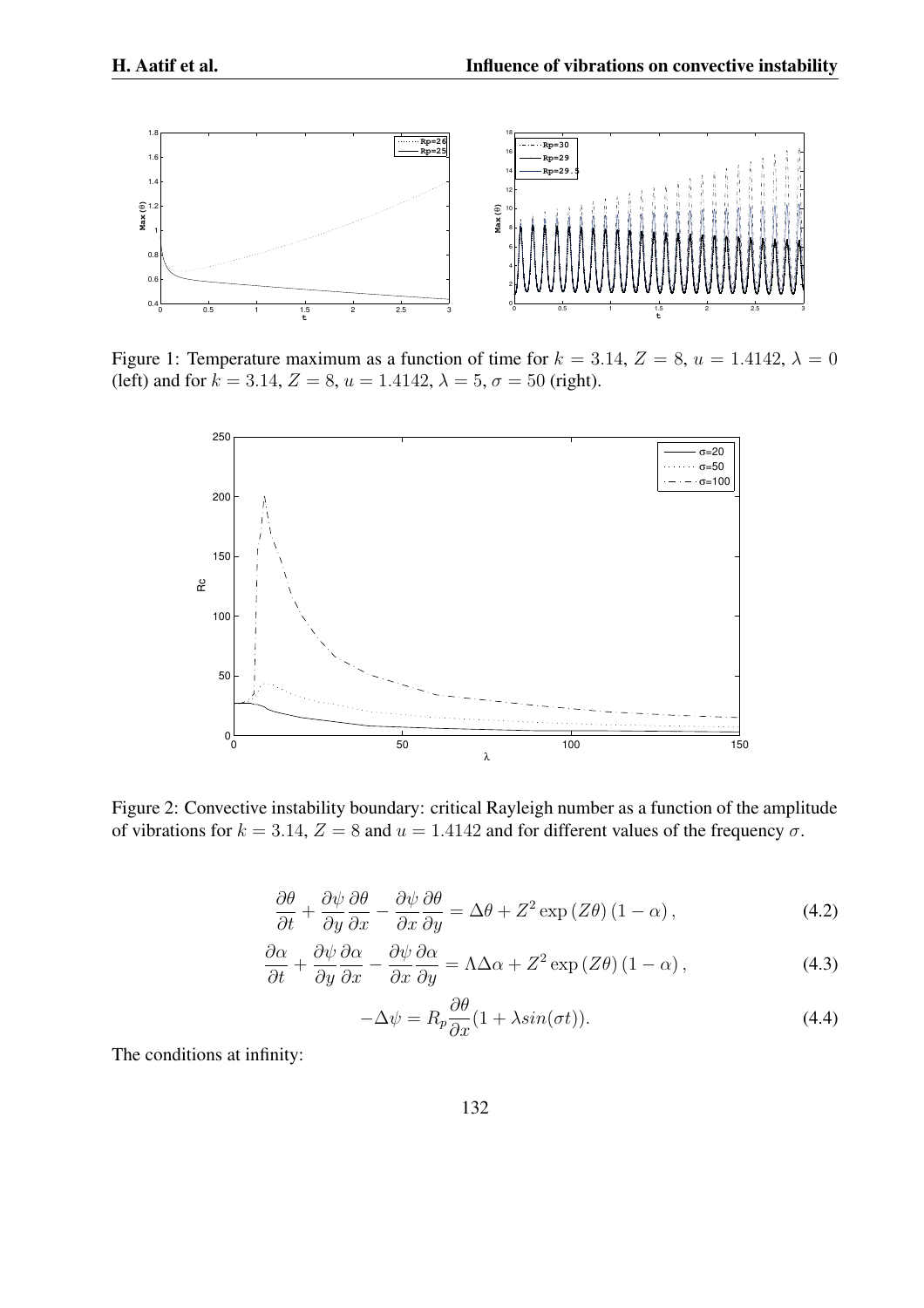Figure 1: Temperature maximum as a function of time for $k = 3.14$, $Z = 8$, $u = 1.4142$, $\lambda = 0$ (left) and for $k = 3.14$, $Z = 8$, $u = 1.4142$, $\lambda = 5$, $\sigma = 50$ (right).

Figure 2: Convective instability boundary: critical Rayleigh number as a function of the amplitude of vibrations for $k = 3.14$, $Z = 8$ and $u = 1.4142$ and for different values of the frequency $\sigma$.

$$\frac{\partial \theta}{\partial t} + \frac{\partial \psi}{\partial y}\frac{\partial \theta}{\partial x} - \frac{\partial \psi}{\partial x}\frac{\partial \theta}{\partial y} = \Delta\theta + Z^2 \exp\left(Z\theta\right)\left(1-\alpha\right), \tag{4.2}$$

$$\frac{\partial \alpha}{\partial t} + \frac{\partial \psi}{\partial y}\frac{\partial \alpha}{\partial x} - \frac{\partial \psi}{\partial x}\frac{\partial \alpha}{\partial y} = \Lambda\Delta\alpha + Z^2 \exp\left(Z\theta\right)\left(1-\alpha\right), \tag{4.3}$$

$$-\Delta\psi = R_p \frac{\partial \theta}{\partial x}(1 + \lambda sin(\sigma t)). \tag{4.4}$$

The conditions at infinity: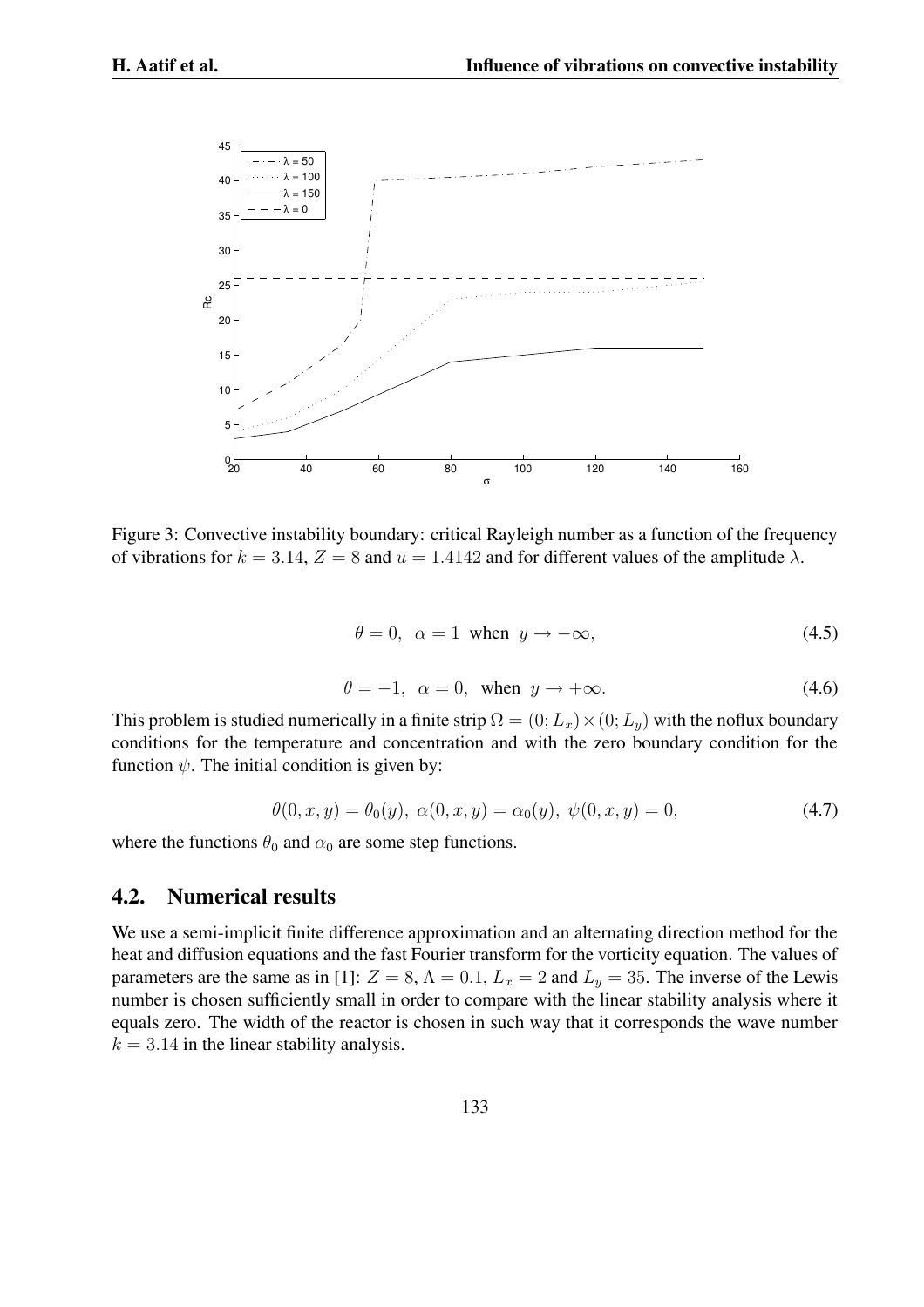Figure 3: Convective instability boundary: critical Rayleigh number as a function of the frequency of vibrations for $k = 3.14$, $Z = 8$ and $u = 1.4142$ and for different values of the amplitude $\lambda$.

$$\theta = 0, \;\; \alpha = 1 \;\text{ when }\; y \to -\infty, \tag{4.5}$$

$$\theta = -1, \;\; \alpha = 0, \;\text{ when }\; y \to +\infty. \tag{4.6}$$

This problem is studied numerically in a finite strip $\Omega = (0; L_x) \times (0; L_y)$ with the noflux boundary conditions for the temperature and concentration and with the zero boundary condition for the function $\psi$. The initial condition is given by:

$$\theta(0, x, y) = \theta_0(y), \; \alpha(0, x, y) = \alpha_0(y), \; \psi(0, x, y) = 0, \tag{4.7}$$

where the functions $\theta_0$ and $\alpha_0$ are some step functions.

## 4.2. Numerical results

We use a semi-implicit finite difference approximation and an alternating direction method for the heat and diffusion equations and the fast Fourier transform for the vorticity equation. The values of parameters are the same as in [1]: $Z = 8$, $\Lambda = 0.1$, $L_x = 2$ and $L_y = 35$. The inverse of the Lewis number is chosen sufficiently small in order to compare with the linear stability analysis where it equals zero. The width of the reactor is chosen in such way that it corresponds the wave number $k = 3.14$ in the linear stability analysis.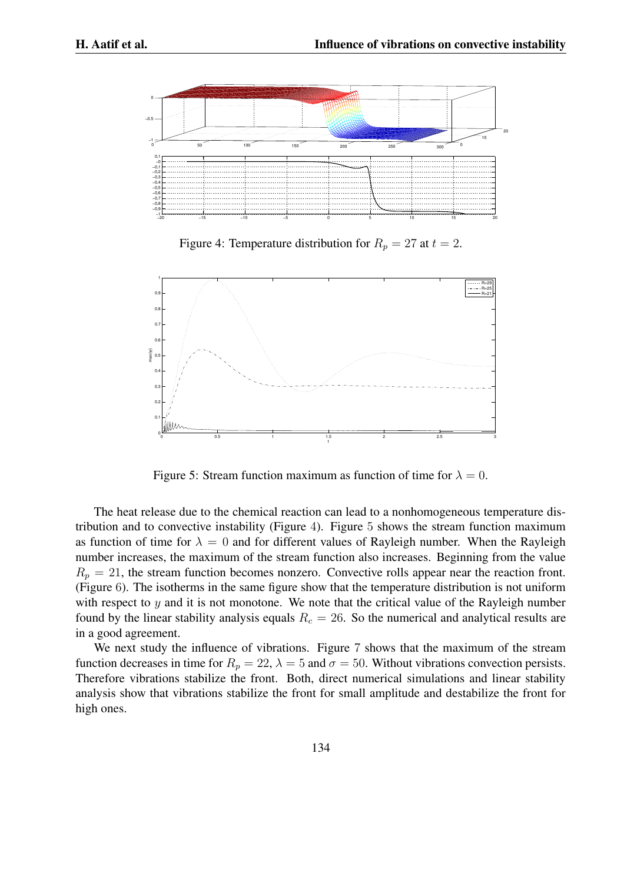Figure 4: Temperature distribution for $R_p = 27$ at $t = 2$.

Figure 5: Stream function maximum as function of time for $\lambda = 0$.

The heat release due to the chemical reaction can lead to a nonhomogeneous temperature distribution and to convective instability (Figure 4). Figure 5 shows the stream function maximum as function of time for $\lambda = 0$ and for different values of Rayleigh number. When the Rayleigh number increases, the maximum of the stream function also increases. Beginning from the value $R_p = 21$, the stream function becomes nonzero. Convective rolls appear near the reaction front. (Figure 6). The isotherms in the same figure show that the temperature distribution is not uniform with respect to $y$ and it is not monotone. We note that the critical value of the Rayleigh number found by the linear stability analysis equals $R_c = 26$. So the numerical and analytical results are in a good agreement.

We next study the influence of vibrations. Figure 7 shows that the maximum of the stream function decreases in time for $R_p = 22$, $\lambda = 5$ and $\sigma = 50$. Without vibrations convection persists. Therefore vibrations stabilize the front. Both, direct numerical simulations and linear stability analysis show that vibrations stabilize the front for small amplitude and destabilize the front for high ones.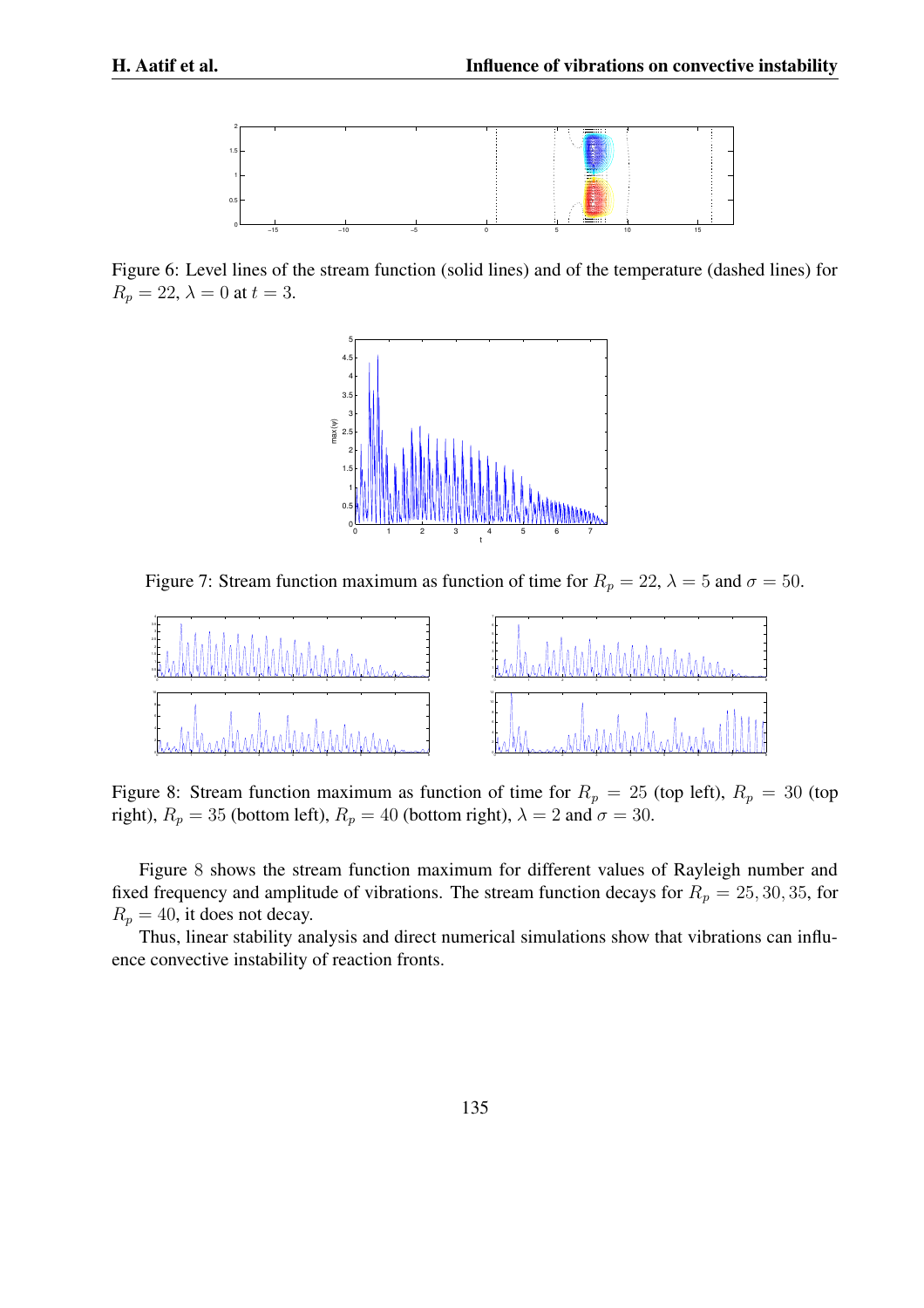Figure 6: Level lines of the stream function (solid lines) and of the temperature (dashed lines) for $R_p = 22$, $\lambda = 0$ at $t = 3$.

Figure 7: Stream function maximum as function of time for $R_p = 22$, $\lambda = 5$ and $\sigma = 50$.

Figure 8: Stream function maximum as function of time for $R_p = 25$ (top left), $R_p = 30$ (top right), $R_p = 35$ (bottom left), $R_p = 40$ (bottom right), $\lambda = 2$ and $\sigma = 30$.

Figure 8 shows the stream function maximum for different values of Rayleigh number and fixed frequency and amplitude of vibrations. The stream function decays for $R_p = 25, 30, 35$, for $R_p = 40$, it does not decay.

Thus, linear stability analysis and direct numerical simulations show that vibrations can influence convective instability of reaction fronts.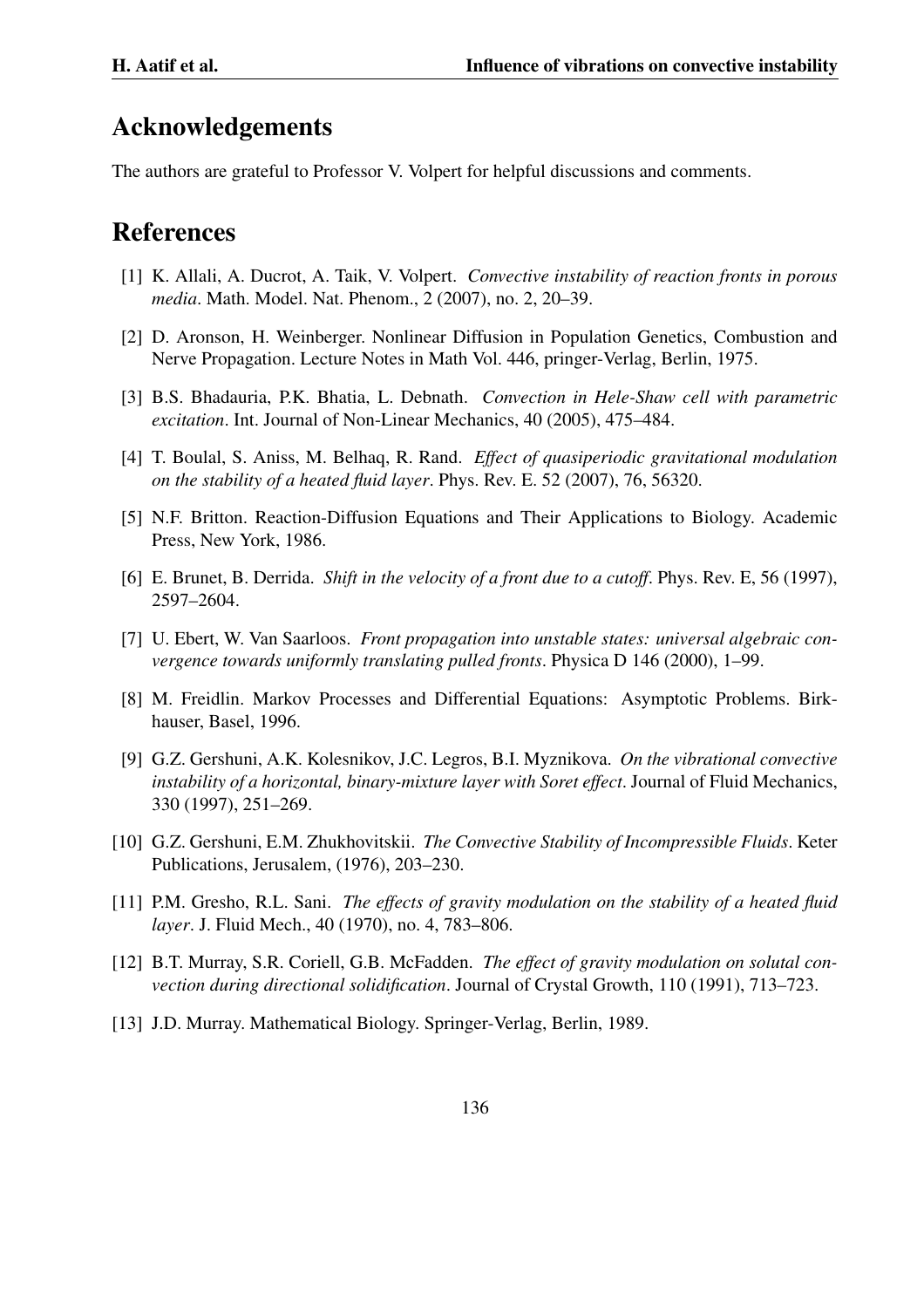## Acknowledgements

The authors are grateful to Professor V. Volpert for helpful discussions and comments.

## References

[1] K. Allali, A. Ducrot, A. Taik, V. Volpert. *Convective instability of reaction fronts in porous media*. Math. Model. Nat. Phenom., 2 (2007), no. 2, 20–39.

[2] D. Aronson, H. Weinberger. Nonlinear Diffusion in Population Genetics, Combustion and Nerve Propagation. Lecture Notes in Math Vol. 446, pringer-Verlag, Berlin, 1975.

[3] B.S. Bhadauria, P.K. Bhatia, L. Debnath. *Convection in Hele-Shaw cell with parametric excitation*. Int. Journal of Non-Linear Mechanics, 40 (2005), 475–484.

[4] T. Boulal, S. Aniss, M. Belhaq, R. Rand. *Effect of quasiperiodic gravitational modulation on the stability of a heated fluid layer*. Phys. Rev. E. 52 (2007), 76, 56320.

[5] N.F. Britton. Reaction-Diffusion Equations and Their Applications to Biology. Academic Press, New York, 1986.

[6] E. Brunet, B. Derrida. *Shift in the velocity of a front due to a cutoff*. Phys. Rev. E, 56 (1997), 2597–2604.

[7] U. Ebert, W. Van Saarloos. *Front propagation into unstable states: universal algebraic convergence towards uniformly translating pulled fronts*. Physica D 146 (2000), 1–99.

[8] M. Freidlin. Markov Processes and Differential Equations: Asymptotic Problems. Birkhauser, Basel, 1996.

[9] G.Z. Gershuni, A.K. Kolesnikov, J.C. Legros, B.I. Myznikova. *On the vibrational convective instability of a horizontal, binary-mixture layer with Soret effect*. Journal of Fluid Mechanics, 330 (1997), 251–269.

[10] G.Z. Gershuni, E.M. Zhukhovitskii. *The Convective Stability of Incompressible Fluids*. Keter Publications, Jerusalem, (1976), 203–230.

[11] P.M. Gresho, R.L. Sani. *The effects of gravity modulation on the stability of a heated fluid layer*. J. Fluid Mech., 40 (1970), no. 4, 783–806.

[12] B.T. Murray, S.R. Coriell, G.B. McFadden. *The effect of gravity modulation on solutal convection during directional solidification*. Journal of Crystal Growth, 110 (1991), 713–723.

[13] J.D. Murray. Mathematical Biology. Springer-Verlag, Berlin, 1989.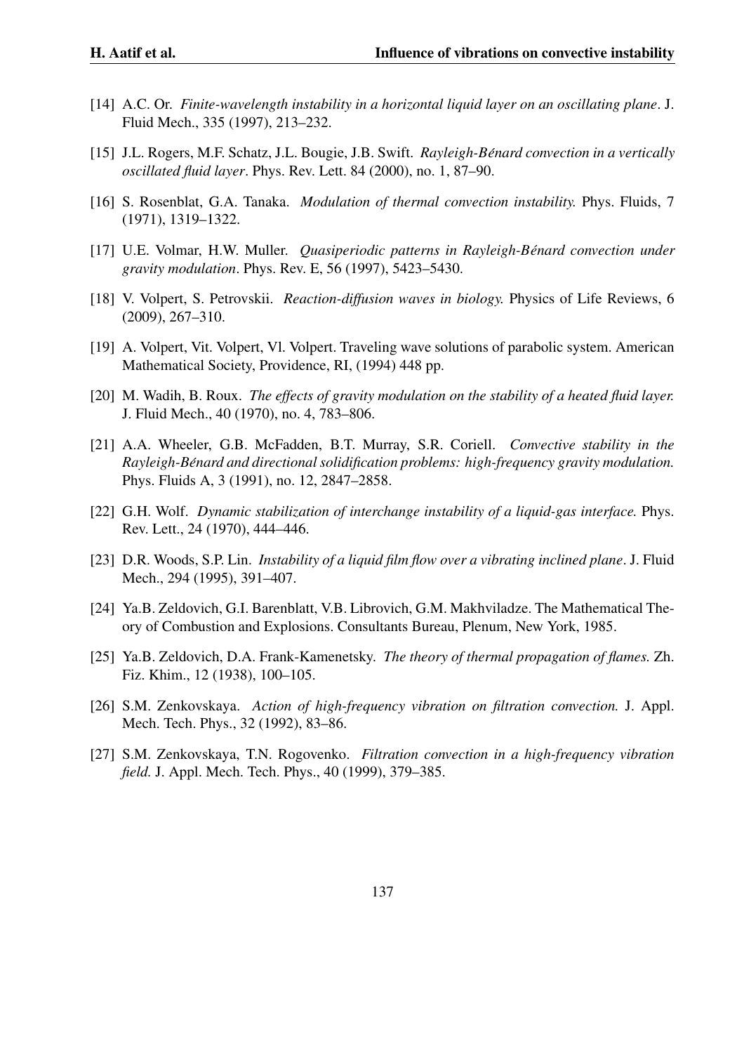[14] A.C. Or. *Finite-wavelength instability in a horizontal liquid layer on an oscillating plane*. J. Fluid Mech., 335 (1997), 213–232.

[15] J.L. Rogers, M.F. Schatz, J.L. Bougie, J.B. Swift. *Rayleigh-Bénard convection in a vertically oscillated fluid layer*. Phys. Rev. Lett. 84 (2000), no. 1, 87–90.

[16] S. Rosenblat, G.A. Tanaka. *Modulation of thermal convection instability.* Phys. Fluids, 7 (1971), 1319–1322.

[17] U.E. Volmar, H.W. Muller. *Quasiperiodic patterns in Rayleigh-Bénard convection under gravity modulation*. Phys. Rev. E, 56 (1997), 5423–5430.

[18] V. Volpert, S. Petrovskii. *Reaction-diffusion waves in biology.* Physics of Life Reviews, 6 (2009), 267–310.

[19] A. Volpert, Vit. Volpert, Vl. Volpert. Traveling wave solutions of parabolic system. American Mathematical Society, Providence, RI, (1994) 448 pp.

[20] M. Wadih, B. Roux. *The effects of gravity modulation on the stability of a heated fluid layer.* J. Fluid Mech., 40 (1970), no. 4, 783–806.

[21] A.A. Wheeler, G.B. McFadden, B.T. Murray, S.R. Coriell. *Convective stability in the Rayleigh-Bénard and directional solidification problems: high-frequency gravity modulation.* Phys. Fluids A, 3 (1991), no. 12, 2847–2858.

[22] G.H. Wolf. *Dynamic stabilization of interchange instability of a liquid-gas interface.* Phys. Rev. Lett., 24 (1970), 444–446.

[23] D.R. Woods, S.P. Lin. *Instability of a liquid film flow over a vibrating inclined plane*. J. Fluid Mech., 294 (1995), 391–407.

[24] Ya.B. Zeldovich, G.I. Barenblatt, V.B. Librovich, G.M. Makhviladze. The Mathematical Theory of Combustion and Explosions. Consultants Bureau, Plenum, New York, 1985.

[25] Ya.B. Zeldovich, D.A. Frank-Kamenetsky. *The theory of thermal propagation of flames.* Zh. Fiz. Khim., 12 (1938), 100–105.

[26] S.M. Zenkovskaya. *Action of high-frequency vibration on filtration convection.* J. Appl. Mech. Tech. Phys., 32 (1992), 83–86.

[27] S.M. Zenkovskaya, T.N. Rogovenko. *Filtration convection in a high-frequency vibration field.* J. Appl. Mech. Tech. Phys., 40 (1999), 379–385.